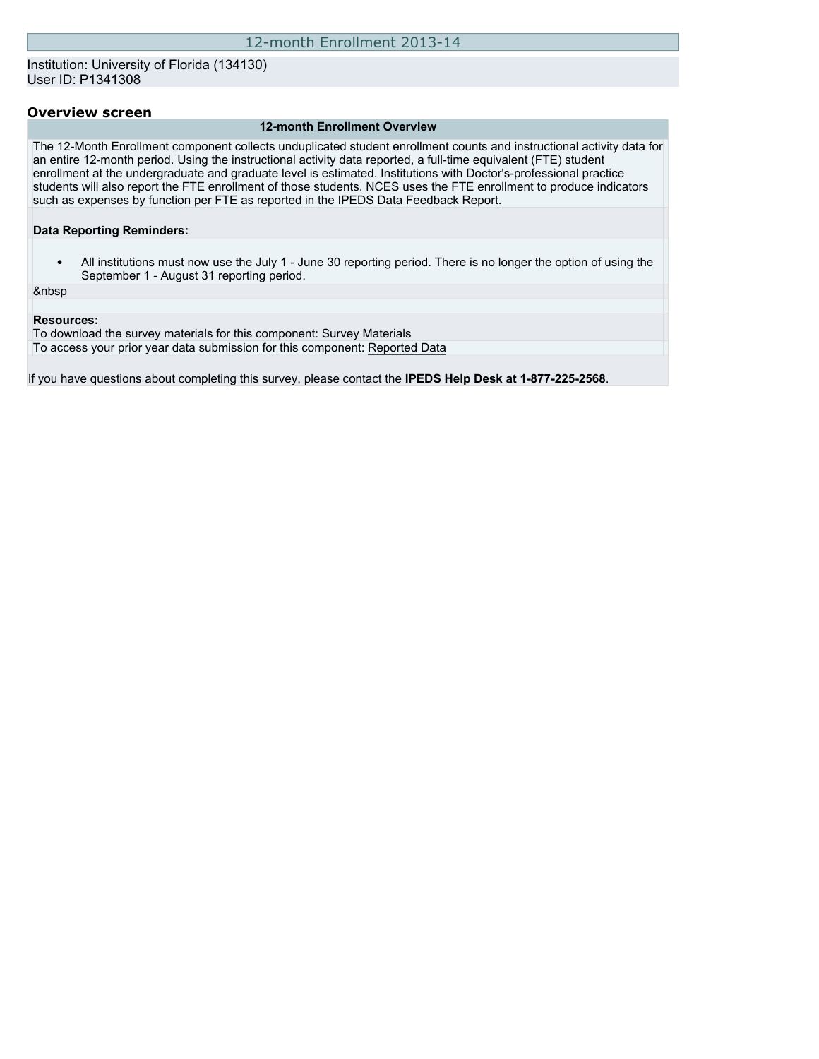# 12-month Enrollment 2013-14

Institution: University of Florida (134130)
User ID: P1341308

## Overview screen

### 12-month Enrollment Overview

The 12-Month Enrollment component collects unduplicated student enrollment counts and instructional activity data for an entire 12-month period. Using the instructional activity data reported, a full-time equivalent (FTE) student enrollment at the undergraduate and graduate level is estimated. Institutions with Doctor's-professional practice students will also report the FTE enrollment of those students. NCES uses the FTE enrollment to produce indicators such as expenses by function per FTE as reported in the IPEDS Data Feedback Report.

**Data Reporting Reminders:**

- All institutions must now use the July 1 - June 30 reporting period. There is no longer the option of using the September 1 - August 31 reporting period.

&nbsp

**Resources:**
To download the survey materials for this component: Survey Materials
To access your prior year data submission for this component: Reported Data

If you have questions about completing this survey, please contact the **IPEDS Help Desk at 1-877-225-2568**.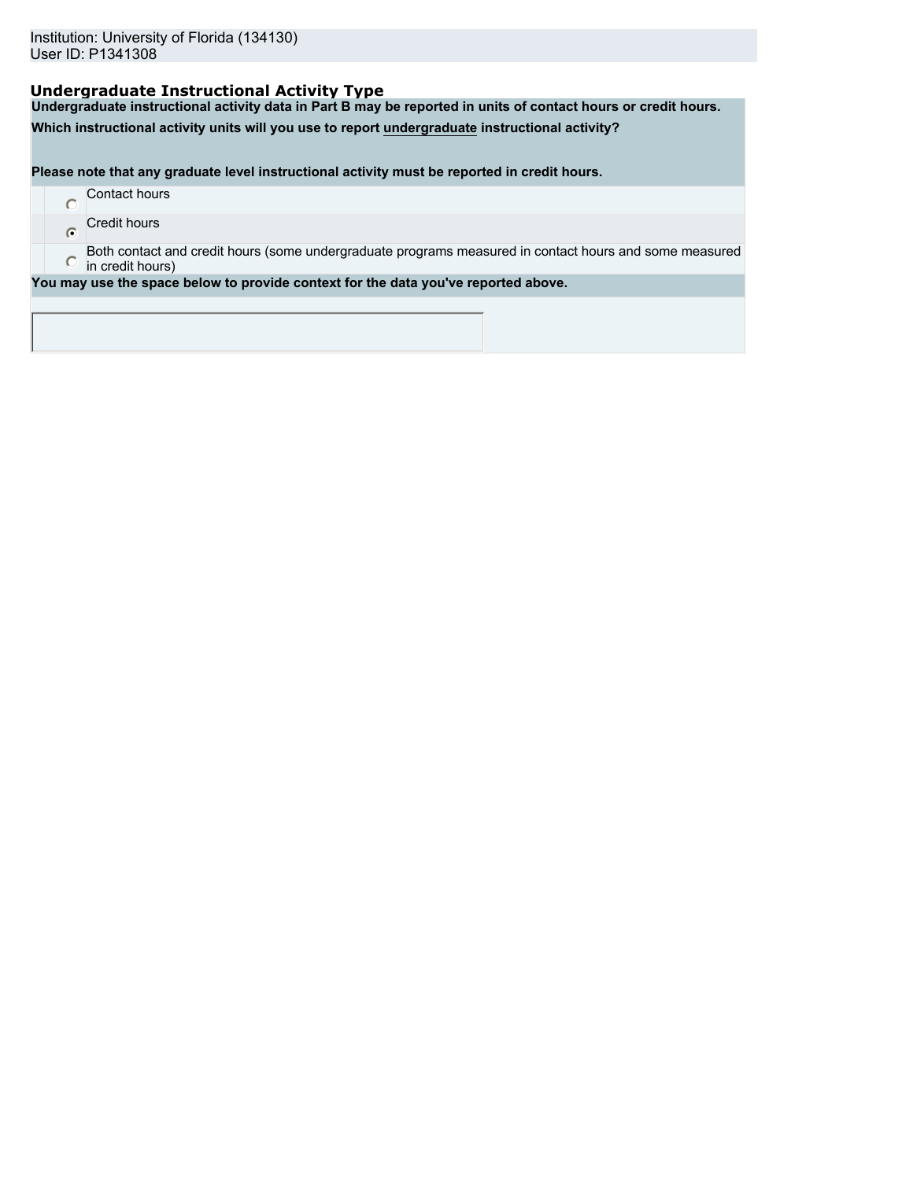Institution: University of Florida (134130)
User ID: P1341308

## Undergraduate Instructional Activity Type

**Undergraduate instructional activity data in Part B may be reported in units of contact hours or credit hours.**

**Which instructional activity units will you use to report undergraduate instructional activity?**

**Please note that any graduate level instructional activity must be reported in credit hours.**

- ○ Contact hours
- ◉ Credit hours
- ○ Both contact and credit hours (some undergraduate programs measured in contact hours and some measured in credit hours)

**You may use the space below to provide context for the data you've reported above.**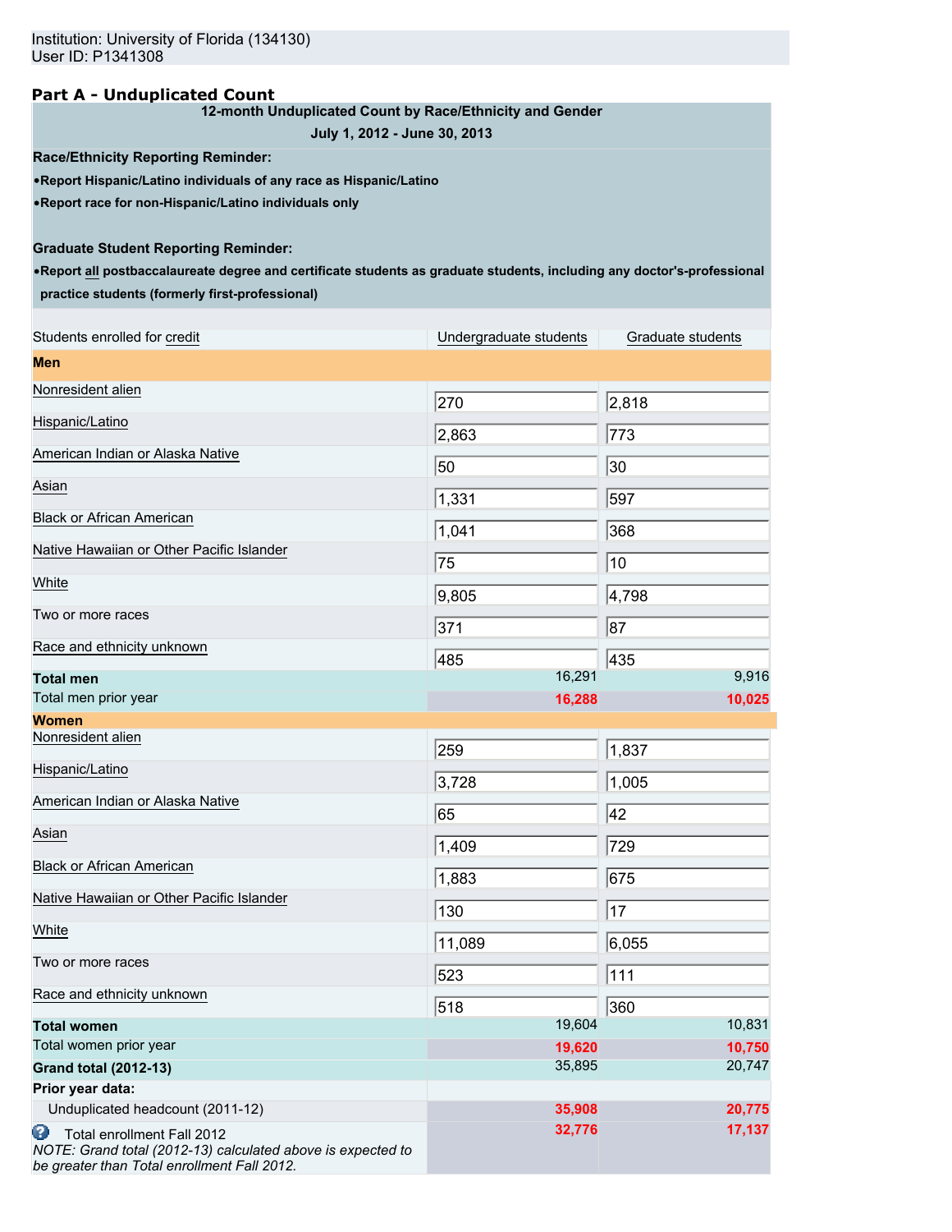Institution: University of Florida (134130)
User ID: P1341308

## Part A - Unduplicated Count

**12-month Unduplicated Count by Race/Ethnicity and Gender**

**July 1, 2012 - June 30, 2013**

**Race/Ethnicity Reporting Reminder:**

- **Report Hispanic/Latino individuals of any race as Hispanic/Latino**
- **Report race for non-Hispanic/Latino individuals only**

**Graduate Student Reporting Reminder:**

- **Report all postbaccalaureate degree and certificate students as graduate students, including any doctor's-professional practice students (formerly first-professional)**

| Students enrolled for credit | Undergraduate students | Graduate students |
|---|---|---|
| **Men** | | |
| Nonresident alien | 270 | 2,818 |
| Hispanic/Latino | 2,863 | 773 |
| American Indian or Alaska Native | 50 | 30 |
| Asian | 1,331 | 597 |
| Black or African American | 1,041 | 368 |
| Native Hawaiian or Other Pacific Islander | 75 | 10 |
| White | 9,805 | 4,798 |
| Two or more races | 371 | 87 |
| Race and ethnicity unknown | 485 | 435 |
| **Total men** | 16,291 | 9,916 |
| Total men prior year | 16,288 | 10,025 |
| **Women** | | |
| Nonresident alien | 259 | 1,837 |
| Hispanic/Latino | 3,728 | 1,005 |
| American Indian or Alaska Native | 65 | 42 |
| Asian | 1,409 | 729 |
| Black or African American | 1,883 | 675 |
| Native Hawaiian or Other Pacific Islander | 130 | 17 |
| White | 11,089 | 6,055 |
| Two or more races | 523 | 111 |
| Race and ethnicity unknown | 518 | 360 |
| **Total women** | 19,604 | 10,831 |
| Total women prior year | 19,620 | 10,750 |
| **Grand total (2012-13)** | 35,895 | 20,747 |
| **Prior year data:** | | |
| Unduplicated headcount (2011-12) | 35,908 | 20,775 |
| Total enrollment Fall 2012 *NOTE: Grand total (2012-13) calculated above is expected to be greater than Total enrollment Fall 2012.* | 32,776 | 17,137 |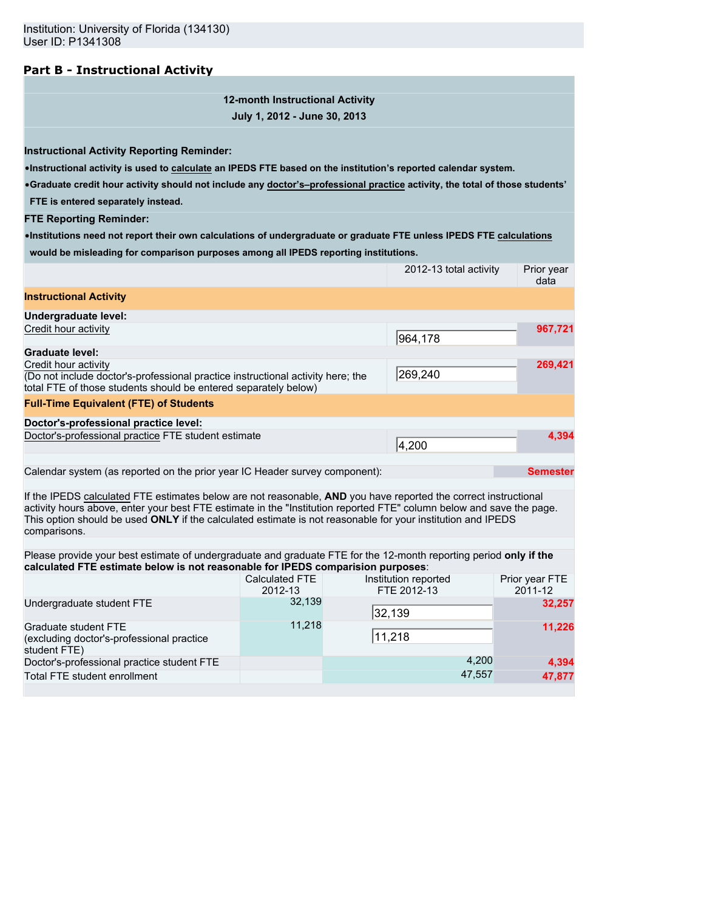Institution: University of Florida (134130)
User ID: P1341308

## Part B - Instructional Activity

**12-month Instructional Activity**
**July 1, 2012 - June 30, 2013**

**Instructional Activity Reporting Reminder:**

- **Instructional activity is used to calculate an IPEDS FTE based on the institution's reported calendar system.**
- **Graduate credit hour activity should not include any doctor's–professional practice activity, the total of those students' FTE is entered separately instead.**

**FTE Reporting Reminder:**

- **Institutions need not report their own calculations of undergraduate or graduate FTE unless IPEDS FTE calculations would be misleading for comparison purposes among all IPEDS reporting institutions.**

| | 2012-13 total activity | Prior year data |
|---|---|---|
| **Instructional Activity** | | |
| **Undergraduate level:** | | |
| Credit hour activity | 964,178 | 967,721 |
| **Graduate level:** | | |
| Credit hour activity (Do not include doctor's-professional practice instructional activity here; the total FTE of those students should be entered separately below) | 269,240 | 269,421 |
| **Full-Time Equivalent (FTE) of Students** | | |
| **Doctor's-professional practice level:** | | |
| Doctor's-professional practice FTE student estimate | 4,200 | 4,394 |

Calendar system (as reported on the prior year IC Header survey component): Semester

If the IPEDS calculated FTE estimates below are not reasonable, **AND** you have reported the correct instructional activity hours above, enter your best FTE estimate in the "Institution reported FTE" column below and save the page. This option should be used **ONLY** if the calculated estimate is not reasonable for your institution and IPEDS comparisons.

Please provide your best estimate of undergraduate and graduate FTE for the 12-month reporting period **only if the calculated FTE estimate below is not reasonable for IPEDS comparision purposes**:

| | Calculated FTE 2012-13 | Institution reported FTE 2012-13 | Prior year FTE 2011-12 |
|---|---|---|---|
| Undergraduate student FTE | 32,139 | 32,139 | 32,257 |
| Graduate student FTE (excluding doctor's-professional practice student FTE) | 11,218 | 11,218 | 11,226 |
| Doctor's-professional practice student FTE | | 4,200 | 4,394 |
| Total FTE student enrollment | | 47,557 | 47,877 |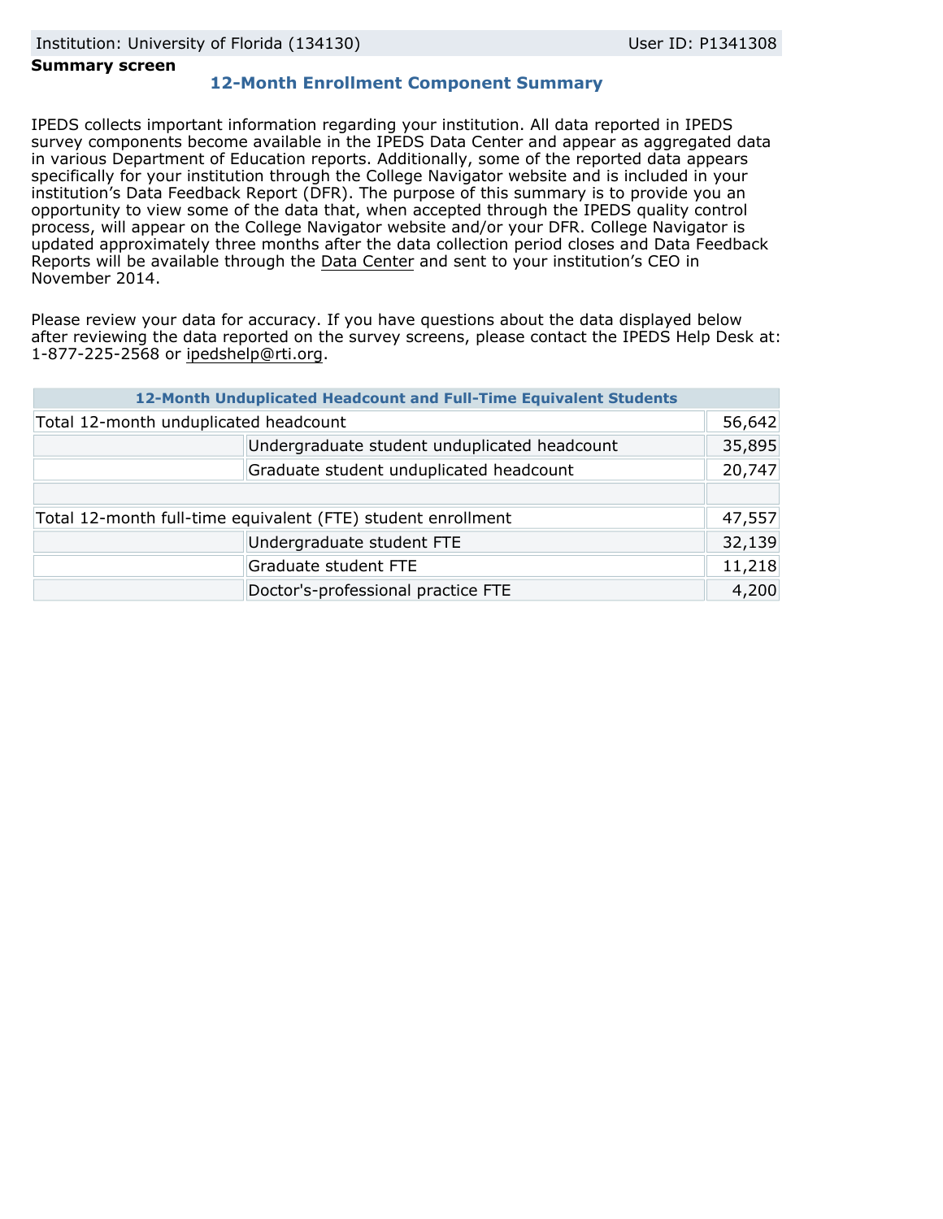Institution: University of Florida (134130) User ID: P1341308

**Summary screen**

## 12-Month Enrollment Component Summary

IPEDS collects important information regarding your institution. All data reported in IPEDS survey components become available in the IPEDS Data Center and appear as aggregated data in various Department of Education reports. Additionally, some of the reported data appears specifically for your institution through the College Navigator website and is included in your institution's Data Feedback Report (DFR). The purpose of this summary is to provide you an opportunity to view some of the data that, when accepted through the IPEDS quality control process, will appear on the College Navigator website and/or your DFR. College Navigator is updated approximately three months after the data collection period closes and Data Feedback Reports will be available through the Data Center and sent to your institution's CEO in November 2014.

Please review your data for accuracy. If you have questions about the data displayed below after reviewing the data reported on the survey screens, please contact the IPEDS Help Desk at: 1-877-225-2568 or ipedshelp@rti.org.

| 12-Month Unduplicated Headcount and Full-Time Equivalent Students | | |
|---|---|---|
| Total 12-month unduplicated headcount | | 56,642 |
| | Undergraduate student unduplicated headcount | 35,895 |
| | Graduate student unduplicated headcount | 20,747 |
| | | |
| Total 12-month full-time equivalent (FTE) student enrollment | | 47,557 |
| | Undergraduate student FTE | 32,139 |
| | Graduate student FTE | 11,218 |
| | Doctor's-professional practice FTE | 4,200 |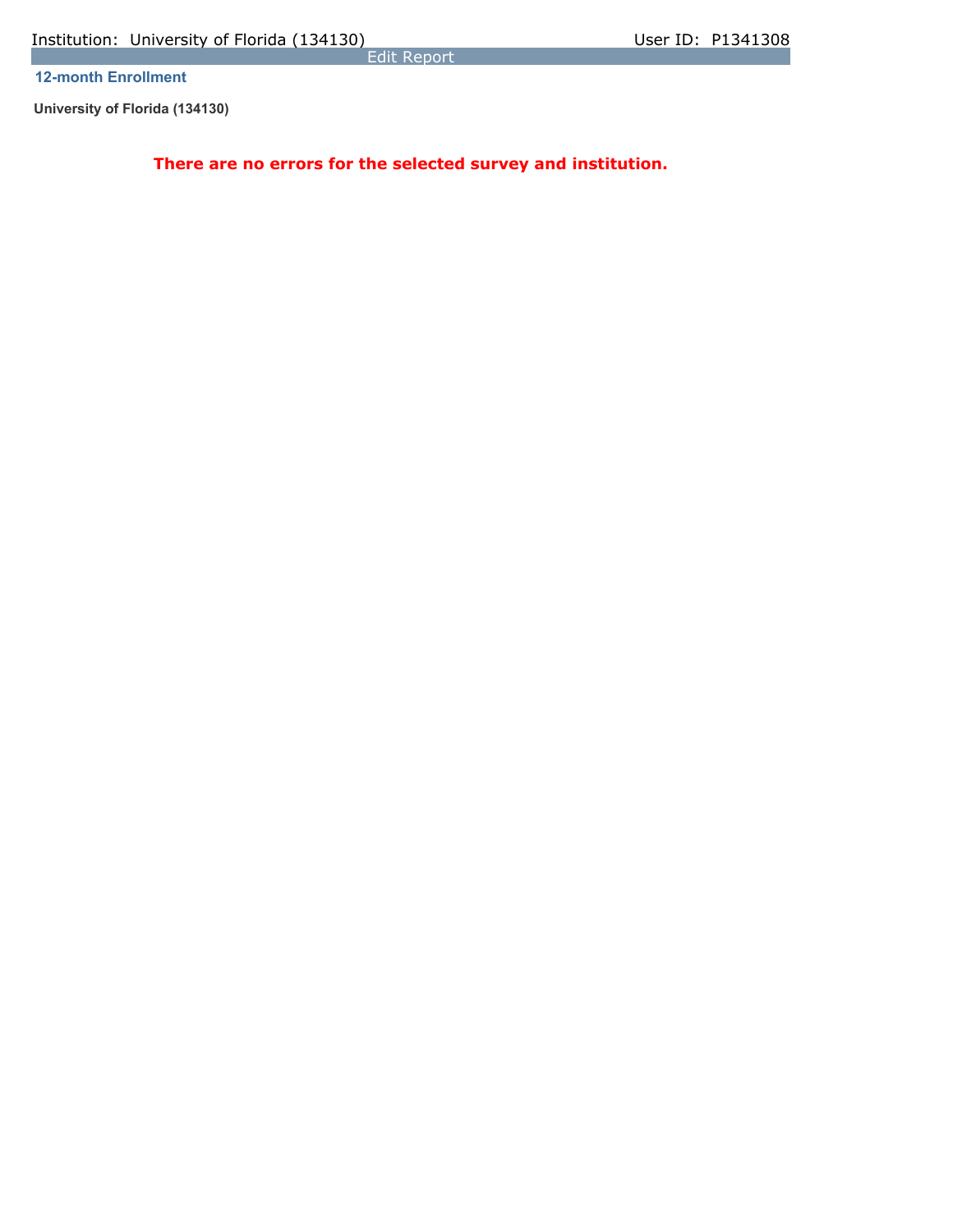Institution: University of Florida (134130) User ID: P1341308

Edit Report

## 12-month Enrollment

**University of Florida (134130)**

**There are no errors for the selected survey and institution.**